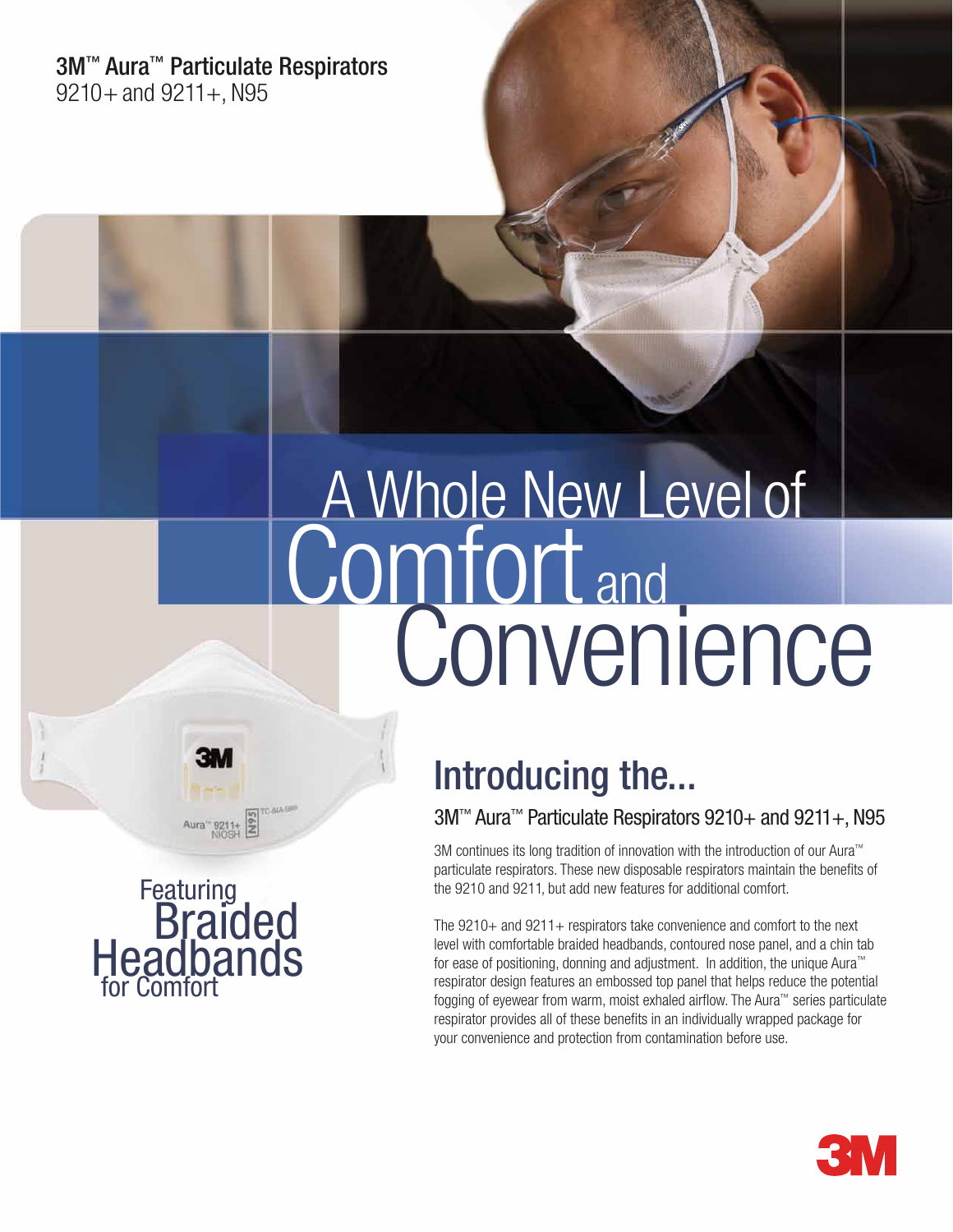3M™ Aura™ Particulate Respirators
9210+ and 9211+, N95

# A Whole New Level of Comfort and Convenience

Featuring Braided Headbands for Comfort

## Introducing the...

### 3M™ Aura™ Particulate Respirators 9210+ and 9211+, N95

3M continues its long tradition of innovation with the introduction of our Aura™ particulate respirators. These new disposable respirators maintain the benefits of the 9210 and 9211, but add new features for additional comfort.

The 9210+ and 9211+ respirators take convenience and comfort to the next level with comfortable braided headbands, contoured nose panel, and a chin tab for ease of positioning, donning and adjustment. In addition, the unique Aura™ respirator design features an embossed top panel that helps reduce the potential fogging of eyewear from warm, moist exhaled airflow. The Aura™ series particulate respirator provides all of these benefits in an individually wrapped package for your convenience and protection from contamination before use.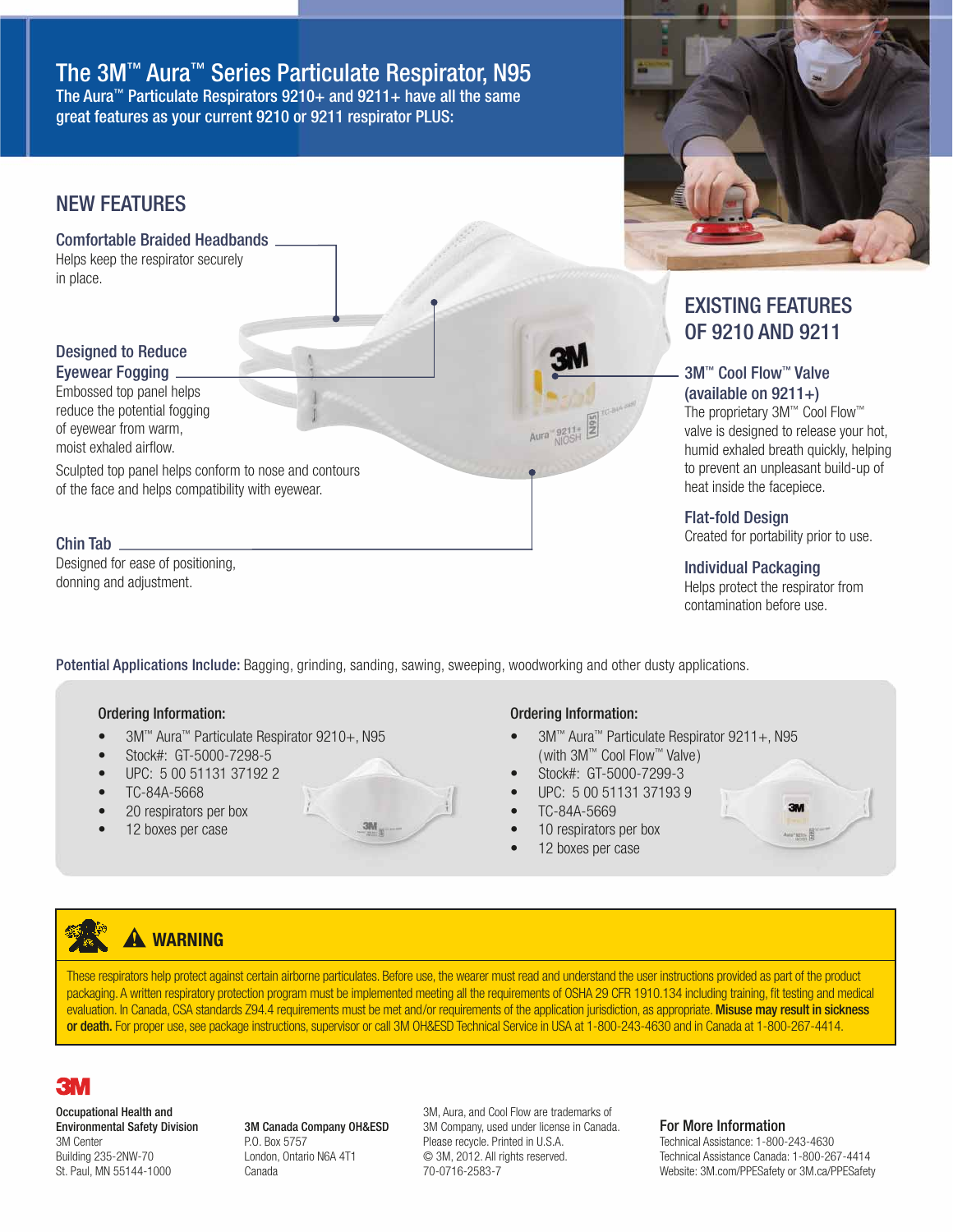# The 3M™ Aura™ Series Particulate Respirator, N95

The Aura™ Particulate Respirators 9210+ and 9211+ have all the same great features as your current 9210 or 9211 respirator PLUS:

## NEW FEATURES

### Comfortable Braided Headbands

Helps keep the respirator securely in place.

### Designed to Reduce Eyewear Fogging

Embossed top panel helps reduce the potential fogging of eyewear from warm, moist exhaled airflow.

Sculpted top panel helps conform to nose and contours of the face and helps compatibility with eyewear.

### Chin Tab

Designed for ease of positioning, donning and adjustment.

## EXISTING FEATURES OF 9210 AND 9211

### 3M™ Cool Flow™ Valve (available on 9211+)

The proprietary 3M™ Cool Flow™ valve is designed to release your hot, humid exhaled breath quickly, helping to prevent an unpleasant build-up of heat inside the facepiece.

### Flat-fold Design

Created for portability prior to use.

### Individual Packaging

Helps protect the respirator from contamination before use.

**Potential Applications Include:** Bagging, grinding, sanding, sawing, sweeping, woodworking and other dusty applications.

### Ordering Information:

- 3M™ Aura™ Particulate Respirator 9210+, N95
- Stock#: GT-5000-7298-5
- UPC: 5 00 51131 37192 2
- TC-84A-5668
- 20 respirators per box
- 12 boxes per case

### Ordering Information:

- 3M™ Aura™ Particulate Respirator 9211+, N95 (with 3M™ Cool Flow™ Valve)
- Stock#: GT-5000-7299-3
- UPC: 5 00 51131 37193 9
- TC-84A-5669
- 10 respirators per box
- 12 boxes per case

### ⚠ WARNING

These respirators help protect against certain airborne particulates. Before use, the wearer must read and understand the user instructions provided as part of the product packaging. A written respiratory protection program must be implemented meeting all the requirements of OSHA 29 CFR 1910.134 including training, fit testing and medical evaluation. In Canada, CSA standards Z94.4 requirements must be met and/or requirements of the application jurisdiction, as appropriate. **Misuse may result in sickness or death.** For proper use, see package instructions, supervisor or call 3M OH&ESD Technical Service in USA at 1-800-243-4630 and in Canada at 1-800-267-4414.

3M

**Occupational Health and Environmental Safety Division**
3M Center
Building 235-2NW-70
St. Paul, MN 55144-1000

**3M Canada Company OH&ESD**
P.O. Box 5757
London, Ontario N6A 4T1
Canada

3M, Aura, and Cool Flow are trademarks of 3M Company, used under license in Canada.
Please recycle. Printed in U.S.A.
© 3M, 2012. All rights reserved.
70-0716-2583-7

**For More Information**
Technical Assistance: 1-800-243-4630
Technical Assistance Canada: 1-800-267-4414
Website: 3M.com/PPESafety or 3M.ca/PPESafety